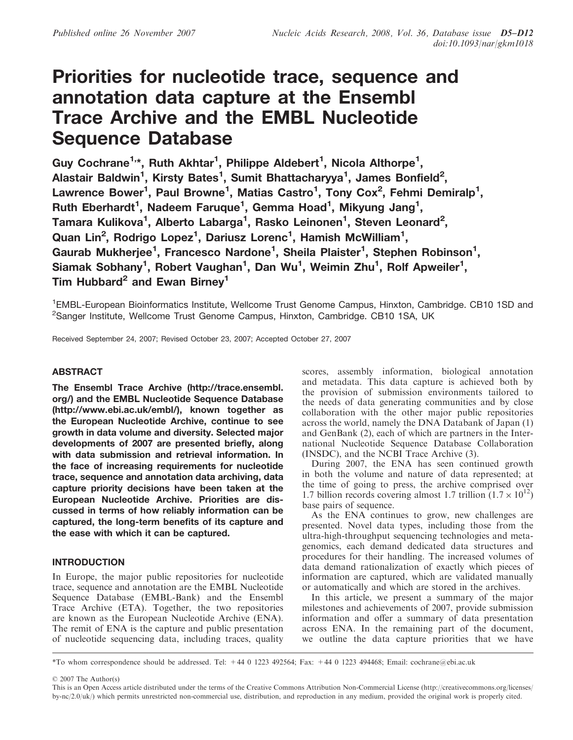# Priorities for nucleotide trace, sequence and annotation data capture at the Ensembl Trace Archive and the EMBL Nucleotide Sequence Database

**Guy Cochrane[1,*], Ruth Akhtar[1], Philippe Aldebert[1], Nicola Althorpe[1], Alastair Baldwin[1], Kirsty Bates[1], Sumit Bhattacharyya[1], James Bonfield[2], Lawrence Bower[1], Paul Browne[1], Matias Castro[1], Tony Cox[2], Fehmi Demiralp[1], Ruth Eberhardt[1], Nadeem Faruque[1], Gemma Hoad[1], Mikyung Jang[1], Tamara Kulikova[1], Alberto Labarga[1], Rasko Leinonen[1], Steven Leonard[2], Quan Lin[2], Rodrigo Lopez[1], Dariusz Lorenc[1], Hamish McWilliam[1], Gaurab Mukherjee[1], Francesco Nardone[1], Sheila Plaister[1], Stephen Robinson[1], Siamak Sobhany[1], Robert Vaughan[1], Dan Wu[1], Weimin Zhu[1], Rolf Apweiler[1], Tim Hubbard[2] and Ewan Birney[1]**

[1]EMBL-European Bioinformatics Institute, Wellcome Trust Genome Campus, Hinxton, Cambridge. CB10 1SD and [2]Sanger Institute, Wellcome Trust Genome Campus, Hinxton, Cambridge. CB10 1SA, UK

Received September 24, 2007; Revised October 23, 2007; Accepted October 27, 2007

## ABSTRACT

**The Ensembl Trace Archive (http://trace.ensembl.org/) and the EMBL Nucleotide Sequence Database (http://www.ebi.ac.uk/embl/), known together as the European Nucleotide Archive, continue to see growth in data volume and diversity. Selected major developments of 2007 are presented briefly, along with data submission and retrieval information. In the face of increasing requirements for nucleotide trace, sequence and annotation data archiving, data capture priority decisions have been taken at the European Nucleotide Archive. Priorities are discussed in terms of how reliably information can be captured, the long-term benefits of its capture and the ease with which it can be captured.**

## INTRODUCTION

In Europe, the major public repositories for nucleotide trace, sequence and annotation are the EMBL Nucleotide Sequence Database (EMBL-Bank) and the Ensembl Trace Archive (ETA). Together, the two repositories are known as the European Nucleotide Archive (ENA). The remit of ENA is the capture and public presentation of nucleotide sequencing data, including traces, quality scores, assembly information, biological annotation and metadata. This data capture is achieved both by the provision of submission environments tailored to the needs of data generating communities and by close collaboration with the other major public repositories across the world, namely the DNA Databank of Japan (1) and GenBank (2), each of which are partners in the International Nucleotide Sequence Database Collaboration (INSDC), and the NCBI Trace Archive (3).

During 2007, the ENA has seen continued growth in both the volume and nature of data represented; at the time of going to press, the archive comprised over 1.7 billion records covering almost 1.7 trillion ($1.7 \times 10^{12}$) base pairs of sequence.

As the ENA continues to grow, new challenges are presented. Novel data types, including those from the ultra-high-throughput sequencing technologies and metagenomics, each demand dedicated data structures and procedures for their handling. The increased volumes of data demand rationalization of exactly which pieces of information are captured, which are validated manually or automatically and which are stored in the archives.

In this article, we present a summary of the major milestones and achievements of 2007, provide submission information and offer a summary of data presentation across ENA. In the remaining part of the document, we outline the data capture priorities that we have

*To whom correspondence should be addressed. Tel: +44 0 1223 492564; Fax: +44 0 1223 494468; Email: cochrane@ebi.ac.uk

© 2007 The Author(s)

This is an Open Access article distributed under the terms of the Creative Commons Attribution Non-Commercial License (http://creativecommons.org/licenses/by-nc/2.0/uk/) which permits unrestricted non-commercial use, distribution, and reproduction in any medium, provided the original work is properly cited.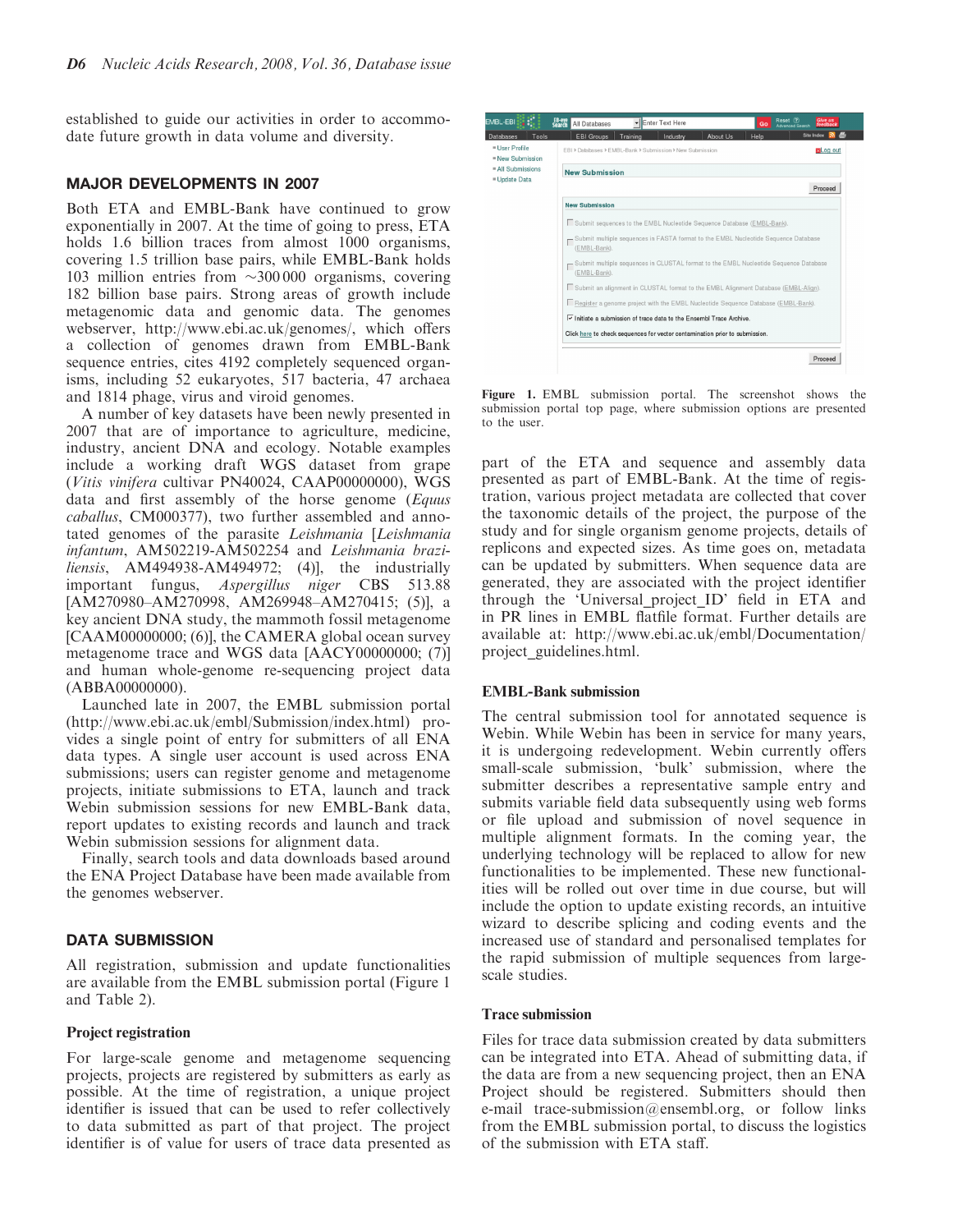established to guide our activities in order to accommodate future growth in data volume and diversity.

## MAJOR DEVELOPMENTS IN 2007

Both ETA and EMBL-Bank have continued to grow exponentially in 2007. At the time of going to press, ETA holds 1.6 billion traces from almost 1000 organisms, covering 1.5 trillion base pairs, while EMBL-Bank holds 103 million entries from ~300 000 organisms, covering 182 billion base pairs. Strong areas of growth include metagenomic data and genomic data. The genomes webserver, http://www.ebi.ac.uk/genomes/, which offers a collection of genomes drawn from EMBL-Bank sequence entries, cites 4192 completely sequenced organisms, including 52 eukaryotes, 517 bacteria, 47 archaea and 1814 phage, virus and viroid genomes.

A number of key datasets have been newly presented in 2007 that are of importance to agriculture, medicine, industry, ancient DNA and ecology. Notable examples include a working draft WGS dataset from grape (*Vitis vinifera* cultivar PN40024, CAAP00000000), WGS data and first assembly of the horse genome (*Equus caballus*, CM000377), two further assembled and annotated genomes of the parasite *Leishmania* [*Leishmania infantum*, AM502219-AM502254 and *Leishmania braziliensis*, AM494938-AM494972; (4)], the industrially important fungus, *Aspergillus niger* CBS 513.88 [AM270980–AM270998, AM269948–AM270415; (5)], a key ancient DNA study, the mammoth fossil metagenome [CAAM00000000; (6)], the CAMERA global ocean survey metagenome trace and WGS data [AACY00000000; (7)] and human whole-genome re-sequencing project data (ABBA00000000).

Launched late in 2007, the EMBL submission portal (http://www.ebi.ac.uk/embl/Submission/index.html) provides a single point of entry for submitters of all ENA data types. A single user account is used across ENA submissions; users can register genome and metagenome projects, initiate submissions to ETA, launch and track Webin submission sessions for new EMBL-Bank data, report updates to existing records and launch and track Webin submission sessions for alignment data.

Finally, search tools and data downloads based around the ENA Project Database have been made available from the genomes webserver.

## DATA SUBMISSION

All registration, submission and update functionalities are available from the EMBL submission portal (Figure 1 and Table 2).

### Project registration

For large-scale genome and metagenome sequencing projects, projects are registered by submitters as early as possible. At the time of registration, a unique project identifier is issued that can be used to refer collectively to data submitted as part of that project. The project identifier is of value for users of trace data presented as part of the ETA and sequence and assembly data presented as part of EMBL-Bank. At the time of registration, various project metadata are collected that cover the taxonomic details of the project, the purpose of the study and for single organism genome projects, details of replicons and expected sizes. As time goes on, metadata can be updated by submitters. When sequence data are generated, they are associated with the project identifier through the 'Universal_project_ID' field in ETA and in PR lines in EMBL flatfile format. Further details are available at: http://www.ebi.ac.uk/embl/Documentation/project_guidelines.html.

Figure 1. EMBL submission portal. The screenshot shows the submission portal top page, where submission options are presented to the user.

### EMBL-Bank submission

The central submission tool for annotated sequence is Webin. While Webin has been in service for many years, it is undergoing redevelopment. Webin currently offers small-scale submission, 'bulk' submission, where the submitter describes a representative sample entry and submits variable field data subsequently using web forms or file upload and submission of novel sequence in multiple alignment formats. In the coming year, the underlying technology will be replaced to allow for new functionalities to be implemented. These new functionalities will be rolled out over time in due course, but will include the option to update existing records, an intuitive wizard to describe splicing and coding events and the increased use of standard and personalised templates for the rapid submission of multiple sequences from large-scale studies.

### Trace submission

Files for trace data submission created by data submitters can be integrated into ETA. Ahead of submitting data, if the data are from a new sequencing project, then an ENA Project should be registered. Submitters should then e-mail trace-submission@ensembl.org, or follow links from the EMBL submission portal, to discuss the logistics of the submission with ETA staff.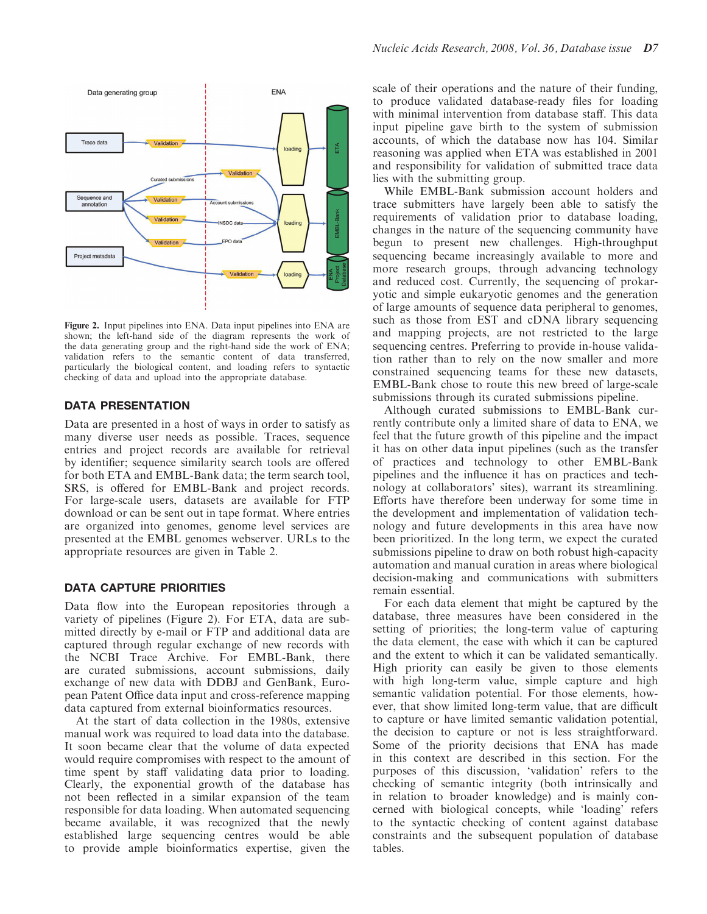Data generating group

ENA

Trace data

Validation

loading

ETA

Validation

Curated submissions

Sequence and annotation

Validation

Account submissions

Validation

INSDC data

loading

EMBL-Bank

Validation

EPO data

Project metadata

Validation

loading

ENA Project Database

Figure 2. Input pipelines into ENA. Data input pipelines into ENA are shown; the left-hand side of the diagram represents the work of the data generating group and the right-hand side the work of ENA; validation refers to the semantic content of data transferred, particularly the biological content, and loading refers to syntactic checking of data and upload into the appropriate database.

## DATA PRESENTATION

Data are presented in a host of ways in order to satisfy as many diverse user needs as possible. Traces, sequence entries and project records are available for retrieval by identifier; sequence similarity search tools are offered for both ETA and EMBL-Bank data; the term search tool, SRS, is offered for EMBL-Bank and project records. For large-scale users, datasets are available for FTP download or can be sent out in tape format. Where entries are organized into genomes, genome level services are presented at the EMBL genomes webserver. URLs to the appropriate resources are given in Table 2.

## DATA CAPTURE PRIORITIES

Data flow into the European repositories through a variety of pipelines (Figure 2). For ETA, data are submitted directly by e-mail or FTP and additional data are captured through regular exchange of new records with the NCBI Trace Archive. For EMBL-Bank, there are curated submissions, account submissions, daily exchange of new data with DDBJ and GenBank, European Patent Office data input and cross-reference mapping data captured from external bioinformatics resources.

At the start of data collection in the 1980s, extensive manual work was required to load data into the database. It soon became clear that the volume of data expected would require compromises with respect to the amount of time spent by staff validating data prior to loading. Clearly, the exponential growth of the database has not been reflected in a similar expansion of the team responsible for data loading. When automated sequencing became available, it was recognized that the newly established large sequencing centres would be able to provide ample bioinformatics expertise, given the scale of their operations and the nature of their funding, to produce validated database-ready files for loading with minimal intervention from database staff. This data input pipeline gave birth to the system of submission accounts, of which the database now has 104. Similar reasoning was applied when ETA was established in 2001 and responsibility for validation of submitted trace data lies with the submitting group.

While EMBL-Bank submission account holders and trace submitters have largely been able to satisfy the requirements of validation prior to database loading, changes in the nature of the sequencing community have begun to present new challenges. High-throughput sequencing became increasingly available to more and more research groups, through advancing technology and reduced cost. Currently, the sequencing of prokaryotic and simple eukaryotic genomes and the generation of large amounts of sequence data peripheral to genomes, such as those from EST and cDNA library sequencing and mapping projects, are not restricted to the large sequencing centres. Preferring to provide in-house validation rather than to rely on the now smaller and more constrained sequencing teams for these new datasets, EMBL-Bank chose to route this new breed of large-scale submissions through its curated submissions pipeline.

Although curated submissions to EMBL-Bank currently contribute only a limited share of data to ENA, we feel that the future growth of this pipeline and the impact it has on other data input pipelines (such as the transfer of practices and technology to other EMBL-Bank pipelines and the influence it has on practices and technology at collaborators' sites), warrant its streamlining. Efforts have therefore been underway for some time in the development and implementation of validation technology and future developments in this area have now been prioritized. In the long term, we expect the curated submissions pipeline to draw on both robust high-capacity automation and manual curation in areas where biological decision-making and communications with submitters remain essential.

For each data element that might be captured by the database, three measures have been considered in the setting of priorities; the long-term value of capturing the data element, the ease with which it can be captured and the extent to which it can be validated semantically. High priority can easily be given to those elements with high long-term value, simple capture and high semantic validation potential. For those elements, however, that show limited long-term value, that are difficult to capture or have limited semantic validation potential, the decision to capture or not is less straightforward. Some of the priority decisions that ENA has made in this context are described in this section. For the purposes of this discussion, 'validation' refers to the checking of semantic integrity (both intrinsically and in relation to broader knowledge) and is mainly concerned with biological concepts, while 'loading' refers to the syntactic checking of content against database constraints and the subsequent population of database tables.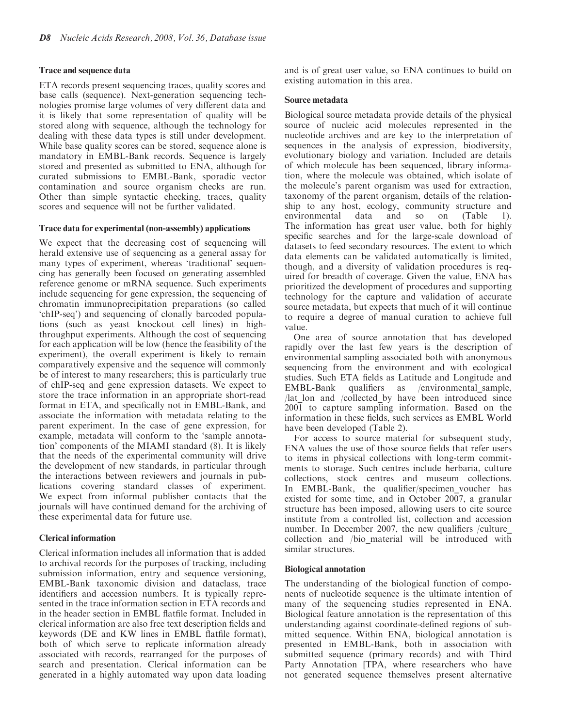### Trace and sequence data

ETA records present sequencing traces, quality scores and base calls (sequence). Next-generation sequencing technologies promise large volumes of very different data and it is likely that some representation of quality will be stored along with sequence, although the technology for dealing with these data types is still under development. While base quality scores can be stored, sequence alone is mandatory in EMBL-Bank records. Sequence is largely stored and presented as submitted to ENA, although for curated submissions to EMBL-Bank, sporadic vector contamination and source organism checks are run. Other than simple syntactic checking, traces, quality scores and sequence will not be further validated.

### Trace data for experimental (non-assembly) applications

We expect that the decreasing cost of sequencing will herald extensive use of sequencing as a general assay for many types of experiment, whereas 'traditional' sequencing has generally been focused on generating assembled reference genome or mRNA sequence. Such experiments include sequencing for gene expression, the sequencing of chromatin immunoprecipitation preparations (so called 'chIP-seq') and sequencing of clonally barcoded populations (such as yeast knockout cell lines) in high-throughput experiments. Although the cost of sequencing for each application will be low (hence the feasibility of the experiment), the overall experiment is likely to remain comparatively expensive and the sequence will commonly be of interest to many researchers; this is particularly true of chIP-seq and gene expression datasets. We expect to store the trace information in an appropriate short-read format in ETA, and specifically not in EMBL-Bank, and associate the information with metadata relating to the parent experiment. In the case of gene expression, for example, metadata will conform to the 'sample annotation' components of the MIAMI standard (8). It is likely that the needs of the experimental community will drive the development of new standards, in particular through the interactions between reviewers and journals in publications covering standard classes of experiment. We expect from informal publisher contacts that the journals will have continued demand for the archiving of these experimental data for future use.

### Clerical information

Clerical information includes all information that is added to archival records for the purposes of tracking, including submission information, entry and sequence versioning, EMBL-Bank taxonomic division and dataclass, trace identifiers and accession numbers. It is typically represented in the trace information section in ETA records and in the header section in EMBL flatfile format. Included in clerical information are also free text description fields and keywords (DE and KW lines in EMBL flatfile format), both of which serve to replicate information already associated with records, rearranged for the purposes of search and presentation. Clerical information can be generated in a highly automated way upon data loading and is of great user value, so ENA continues to build on existing automation in this area.

### Source metadata

Biological source metadata provide details of the physical source of nucleic acid molecules represented in the nucleotide archives and are key to the interpretation of sequences in the analysis of expression, biodiversity, evolutionary biology and variation. Included are details of which molecule has been sequenced, library information, where the molecule was obtained, which isolate of the molecule's parent organism was used for extraction, taxonomy of the parent organism, details of the relationship to any host, ecology, community structure and environmental data and so on (Table 1). The information has great user value, both for highly specific searches and for the large-scale download of datasets to feed secondary resources. The extent to which data elements can be validated automatically is limited, though, and a diversity of validation procedures is required for breadth of coverage. Given the value, ENA has prioritized the development of procedures and supporting technology for the capture and validation of accurate source metadata, but expects that much of it will continue to require a degree of manual curation to achieve full value.

One area of source annotation that has developed rapidly over the last few years is the description of environmental sampling associated both with anonymous sequencing from the environment and with ecological studies. Such ETA fields as Latitude and Longitude and EMBL-Bank qualifiers as /environmental_sample, /lat_lon and /collected_by have been introduced since 2001 to capture sampling information. Based on the information in these fields, such services as EMBL World have been developed (Table 2).

For access to source material for subsequent study, ENA values the use of those source fields that refer users to items in physical collections with long-term commitments to storage. Such centres include herbaria, culture collections, stock centres and museum collections. In EMBL-Bank, the qualifier/specimen_voucher has existed for some time, and in October 2007, a granular structure has been imposed, allowing users to cite source institute from a controlled list, collection and accession number. In December 2007, the new qualifiers /culture_collection and /bio_material will be introduced with similar structures.

### Biological annotation

The understanding of the biological function of components of nucleotide sequence is the ultimate intention of many of the sequencing studies represented in ENA. Biological feature annotation is the representation of this understanding against coordinate-defined regions of submitted sequence. Within ENA, biological annotation is presented in EMBL-Bank, both in association with submitted sequence (primary records) and with Third Party Annotation [TPA, where researchers who have not generated sequence themselves present alternative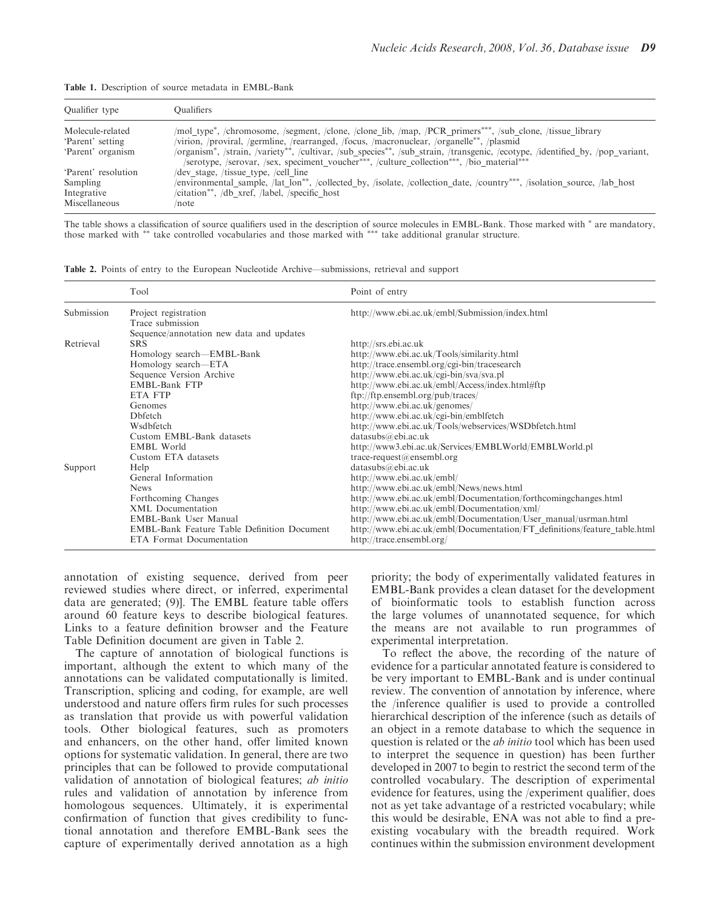**Table 1.** Description of source metadata in EMBL-Bank

| Qualifier type | Qualifiers |
|---|---|
| Molecule-related | /mol_type*, /chromosome, /segment, /clone, /clone_lib, /map, /PCR_primers***, /sub_clone, /tissue_library |
| 'Parent' setting | /virion, /proviral, /germline, /rearranged, /focus, /macronuclear, /organelle**, /plasmid |
| 'Parent' organism | /organism*, /strain, /variety**, /cultivar, /sub_species**, /sub_strain, /transgenic, /ecotype, /identified_by, /pop_variant, /serotype, /serovar, /sex, speciment_voucher***, /culture_collection***, /bio_material*** |
| 'Parent' resolution | /dev_stage, /tissue_type, /cell_line |
| Sampling | /environmental_sample, /lat_lon**, /collected_by, /isolate, /collection_date, /country***, /isolation_source, /lab_host |
| Integrative | /citation**, /db_xref, /label, /specific_host |
| Miscellaneous | /note |

The table shows a classification of source qualifiers used in the description of source molecules in EMBL-Bank. Those marked with * are mandatory, those marked with ** take controlled vocabularies and those marked with *** take additional granular structure.

**Table 2.** Points of entry to the European Nucleotide Archive—submissions, retrieval and support

| | Tool | Point of entry |
|---|---|---|
| Submission | Project registration | http://www.ebi.ac.uk/embl/Submission/index.html |
| | Trace submission | |
| | Sequence/annotation new data and updates | |
| Retrieval | SRS | http://srs.ebi.ac.uk |
| | Homology search—EMBL-Bank | http://www.ebi.ac.uk/Tools/similarity.html |
| | Homology search—ETA | http://trace.ensembl.org/cgi-bin/tracesearch |
| | Sequence Version Archive | http://www.ebi.ac.uk/cgi-bin/sva/sva.pl |
| | EMBL-Bank FTP | http://www.ebi.ac.uk/embl/Access/index.html#ftp |
| | ETA FTP | ftp://ftp.ensembl.org/pub/traces/ |
| | Genomes | http://www.ebi.ac.uk/genomes/ |
| | Dbfetch | http://www.ebi.ac.uk/cgi-bin/emblfetch |
| | Wsdbfetch | http://www.ebi.ac.uk/Tools/webservices/WSDbfetch.html |
| | Custom EMBL-Bank datasets | datasubs@ebi.ac.uk |
| | EMBL World | http://www3.ebi.ac.uk/Services/EMBLWorld/EMBLWorld.pl |
| | Custom ETA datasets | trace-request@ensembl.org |
| Support | Help | datasubs@ebi.ac.uk |
| | General Information | http://www.ebi.ac.uk/embl/ |
| | News | http://www.ebi.ac.uk/embl/News/news.html |
| | Forthcoming Changes | http://www.ebi.ac.uk/embl/Documentation/forthcomingchanges.html |
| | XML Documentation | http://www.ebi.ac.uk/embl/Documentation/xml/ |
| | EMBL-Bank User Manual | http://www.ebi.ac.uk/embl/Documentation/User_manual/usrman.html |
| | EMBL-Bank Feature Table Definition Document | http://www.ebi.ac.uk/embl/Documentation/FT_definitions/feature_table.html |
| | ETA Format Documentation | http://trace.ensembl.org/ |

annotation of existing sequence, derived from peer reviewed studies where direct, or inferred, experimental data are generated; (9)]. The EMBL feature table offers around 60 feature keys to describe biological features. Links to a feature definition browser and the Feature Table Definition document are given in Table 2.

The capture of annotation of biological functions is important, although the extent to which many of the annotations can be validated computationally is limited. Transcription, splicing and coding, for example, are well understood and nature offers firm rules for such processes as translation that provide us with powerful validation tools. Other biological features, such as promoters and enhancers, on the other hand, offer limited known options for systematic validation. In general, there are two principles that can be followed to provide computational validation of annotation of biological features; *ab initio* rules and validation of annotation by inference from homologous sequences. Ultimately, it is experimental confirmation of function that gives credibility to functional annotation and therefore EMBL-Bank sees the capture of experimentally derived annotation as a high priority; the body of experimentally validated features in EMBL-Bank provides a clean dataset for the development of bioinformatic tools to establish function across the large volumes of unannotated sequence, for which the means are not available to run programmes of experimental interpretation.

To reflect the above, the recording of the nature of evidence for a particular annotated feature is considered to be very important to EMBL-Bank and is under continual review. The convention of annotation by inference, where the /inference qualifier is used to provide a controlled hierarchical description of the inference (such as details of an object in a remote database to which the sequence in question is related or the *ab initio* tool which has been used to interpret the sequence in question) has been further developed in 2007 to begin to restrict the second term of the controlled vocabulary. The description of experimental evidence for features, using the /experiment qualifier, does not as yet take advantage of a restricted vocabulary; while this would be desirable, ENA was not able to find a pre-existing vocabulary with the breadth required. Work continues within the submission environment development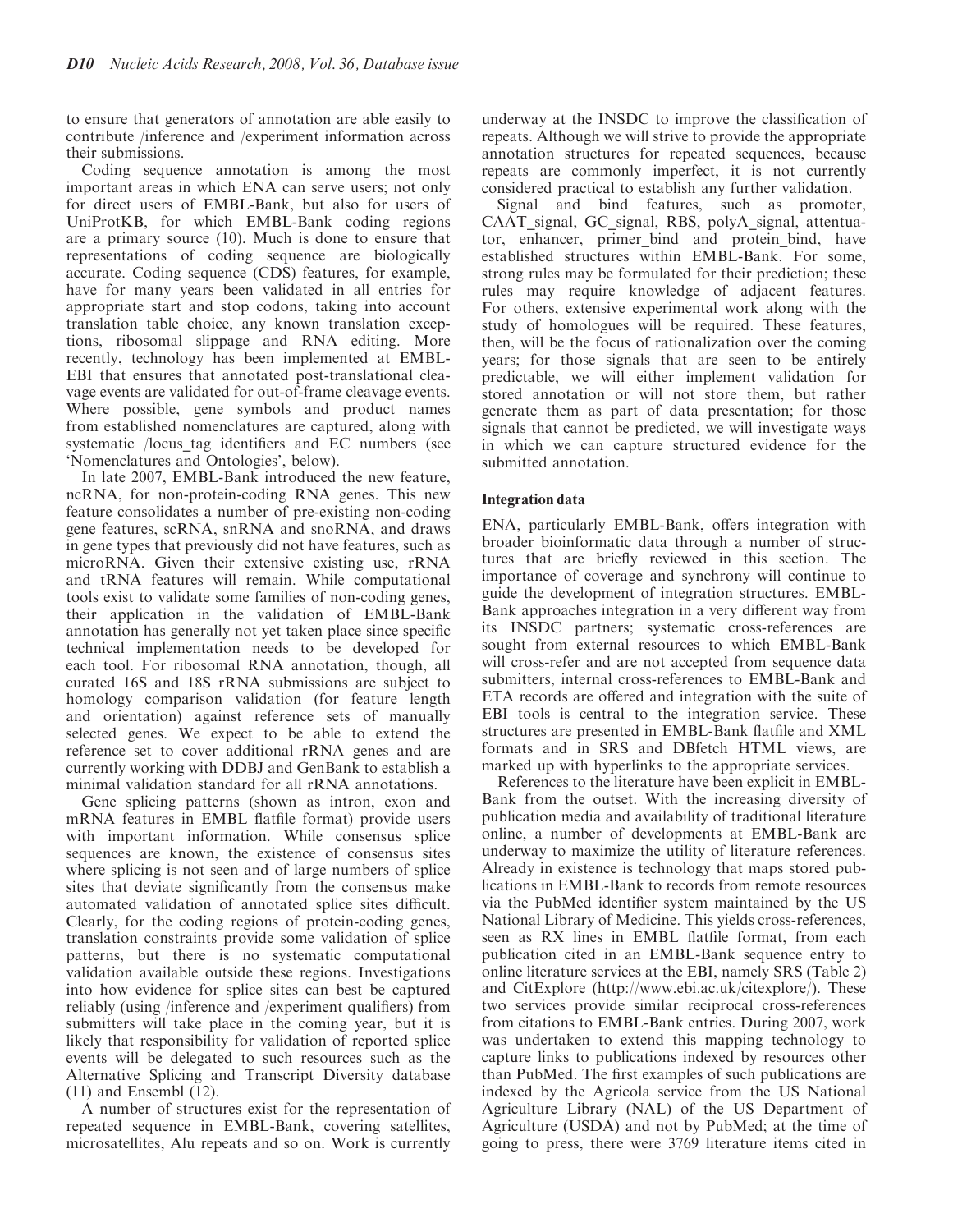to ensure that generators of annotation are able easily to contribute /inference and /experiment information across their submissions.

Coding sequence annotation is among the most important areas in which ENA can serve users; not only for direct users of EMBL-Bank, but also for users of UniProtKB, for which EMBL-Bank coding regions are a primary source (10). Much is done to ensure that representations of coding sequence are biologically accurate. Coding sequence (CDS) features, for example, have for many years been validated in all entries for appropriate start and stop codons, taking into account translation table choice, any known translation exceptions, ribosomal slippage and RNA editing. More recently, technology has been implemented at EMBL-EBI that ensures that annotated post-translational cleavage events are validated for out-of-frame cleavage events. Where possible, gene symbols and product names from established nomenclatures are captured, along with systematic /locus_tag identifiers and EC numbers (see 'Nomenclatures and Ontologies', below).

In late 2007, EMBL-Bank introduced the new feature, ncRNA, for non-protein-coding RNA genes. This new feature consolidates a number of pre-existing non-coding gene features, scRNA, snRNA and snoRNA, and draws in gene types that previously did not have features, such as microRNA. Given their extensive existing use, rRNA and tRNA features will remain. While computational tools exist to validate some families of non-coding genes, their application in the validation of EMBL-Bank annotation has generally not yet taken place since specific technical implementation needs to be developed for each tool. For ribosomal RNA annotation, though, all curated 16S and 18S rRNA submissions are subject to homology comparison validation (for feature length and orientation) against reference sets of manually selected genes. We expect to be able to extend the reference set to cover additional rRNA genes and are currently working with DDBJ and GenBank to establish a minimal validation standard for all rRNA annotations.

Gene splicing patterns (shown as intron, exon and mRNA features in EMBL flatfile format) provide users with important information. While consensus splice sequences are known, the existence of consensus sites where splicing is not seen and of large numbers of splice sites that deviate significantly from the consensus make automated validation of annotated splice sites difficult. Clearly, for the coding regions of protein-coding genes, translation constraints provide some validation of splice patterns, but there is no systematic computational validation available outside these regions. Investigations into how evidence for splice sites can best be captured reliably (using /inference and /experiment qualifiers) from submitters will take place in the coming year, but it is likely that responsibility for validation of reported splice events will be delegated to such resources such as the Alternative Splicing and Transcript Diversity database (11) and Ensembl (12).

A number of structures exist for the representation of repeated sequence in EMBL-Bank, covering satellites, microsatellites, Alu repeats and so on. Work is currently underway at the INSDC to improve the classification of repeats. Although we will strive to provide the appropriate annotation structures for repeated sequences, because repeats are commonly imperfect, it is not currently considered practical to establish any further validation.

Signal and bind features, such as promoter, CAAT_signal, GC_signal, RBS, polyA_signal, attenuator, enhancer, primer_bind and protein_bind, have established structures within EMBL-Bank. For some, strong rules may be formulated for their prediction; these rules may require knowledge of adjacent features. For others, extensive experimental work along with the study of homologues will be required. These features, then, will be the focus of rationalization over the coming years; for those signals that are seen to be entirely predictable, we will either implement validation for stored annotation or will not store them, but rather generate them as part of data presentation; for those signals that cannot be predicted, we will investigate ways in which we can capture structured evidence for the submitted annotation.

### Integration data

ENA, particularly EMBL-Bank, offers integration with broader bioinformatic data through a number of structures that are briefly reviewed in this section. The importance of coverage and synchrony will continue to guide the development of integration structures. EMBL-Bank approaches integration in a very different way from its INSDC partners; systematic cross-references are sought from external resources to which EMBL-Bank will cross-refer and are not accepted from sequence data submitters, internal cross-references to EMBL-Bank and ETA records are offered and integration with the suite of EBI tools is central to the integration service. These structures are presented in EMBL-Bank flatfile and XML formats and in SRS and DBfetch HTML views, are marked up with hyperlinks to the appropriate services.

References to the literature have been explicit in EMBL-Bank from the outset. With the increasing diversity of publication media and availability of traditional literature online, a number of developments at EMBL-Bank are underway to maximize the utility of literature references. Already in existence is technology that maps stored publications in EMBL-Bank to records from remote resources via the PubMed identifier system maintained by the US National Library of Medicine. This yields cross-references, seen as RX lines in EMBL flatfile format, from each publication cited in an EMBL-Bank sequence entry to online literature services at the EBI, namely SRS (Table 2) and CitExplore (http://www.ebi.ac.uk/citexplore/). These two services provide similar reciprocal cross-references from citations to EMBL-Bank entries. During 2007, work was undertaken to extend this mapping technology to capture links to publications indexed by resources other than PubMed. The first examples of such publications are indexed by the Agricola service from the US National Agriculture Library (NAL) of the US Department of Agriculture (USDA) and not by PubMed; at the time of going to press, there were 3769 literature items cited in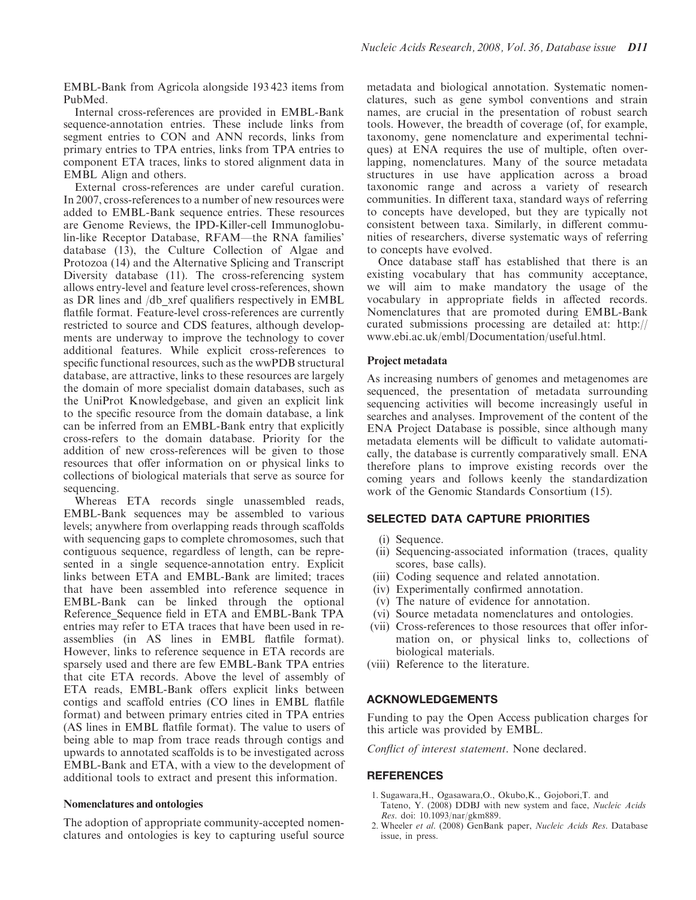EMBL-Bank from Agricola alongside 193 423 items from PubMed.

Internal cross-references are provided in EMBL-Bank sequence-annotation entries. These include links from segment entries to CON and ANN records, links from primary entries to TPA entries, links from TPA entries to component ETA traces, links to stored alignment data in EMBL Align and others.

External cross-references are under careful curation. In 2007, cross-references to a number of new resources were added to EMBL-Bank sequence entries. These resources are Genome Reviews, the IPD-Killer-cell Immunoglobulin-like Receptor Database, RFAM—the RNA families' database (13), the Culture Collection of Algae and Protozoa (14) and the Alternative Splicing and Transcript Diversity database (11). The cross-referencing system allows entry-level and feature level cross-references, shown as DR lines and /db_xref qualifiers respectively in EMBL flatfile format. Feature-level cross-references are currently restricted to source and CDS features, although developments are underway to improve the technology to cover additional features. While explicit cross-references to specific functional resources, such as the wwPDB structural database, are attractive, links to these resources are largely the domain of more specialist domain databases, such as the UniProt Knowledgebase, and given an explicit link to the specific resource from the domain database, a link can be inferred from an EMBL-Bank entry that explicitly cross-refers to the domain database. Priority for the addition of new cross-references will be given to those resources that offer information on or physical links to collections of biological materials that serve as source for sequencing.

Whereas ETA records single unassembled reads, EMBL-Bank sequences may be assembled to various levels; anywhere from overlapping reads through scaffolds with sequencing gaps to complete chromosomes, such that contiguous sequence, regardless of length, can be represented in a single sequence-annotation entry. Explicit links between ETA and EMBL-Bank are limited; traces that have been assembled into reference sequence in EMBL-Bank can be linked through the optional Reference_Sequence field in ETA and EMBL-Bank TPA entries may refer to ETA traces that have been used in re-assemblies (in AS lines in EMBL flatfile format). However, links to reference sequence in ETA records are sparsely used and there are few EMBL-Bank TPA entries that cite ETA records. Above the level of assembly of ETA reads, EMBL-Bank offers explicit links between contigs and scaffold entries (CO lines in EMBL flatfile format) and between primary entries cited in TPA entries (AS lines in EMBL flatfile format). The value to users of being able to map from trace reads through contigs and upwards to annotated scaffolds is to be investigated across EMBL-Bank and ETA, with a view to the development of additional tools to extract and present this information.

### Nomenclatures and ontologies

The adoption of appropriate community-accepted nomenclatures and ontologies is key to capturing useful source metadata and biological annotation. Systematic nomenclatures, such as gene symbol conventions and strain names, are crucial in the presentation of robust search tools. However, the breadth of coverage (of, for example, taxonomy, gene nomenclature and experimental techniques) at ENA requires the use of multiple, often overlapping, nomenclatures. Many of the source metadata structures in use have application across a broad taxonomic range and across a variety of research communities. In different taxa, standard ways of referring to concepts have developed, but they are typically not consistent between taxa. Similarly, in different communities of researchers, diverse systematic ways of referring to concepts have evolved.

Once database staff has established that there is an existing vocabulary that has community acceptance, we will aim to make mandatory the usage of the vocabulary in appropriate fields in affected records. Nomenclatures that are promoted during EMBL-Bank curated submissions processing are detailed at: http://www.ebi.ac.uk/embl/Documentation/useful.html.

### Project metadata

As increasing numbers of genomes and metagenomes are sequenced, the presentation of metadata surrounding sequencing activities will become increasingly useful in searches and analyses. Improvement of the content of the ENA Project Database is possible, since although many metadata elements will be difficult to validate automatically, the database is currently comparatively small. ENA therefore plans to improve existing records over the coming years and follows keenly the standardization work of the Genomic Standards Consortium (15).

## SELECTED DATA CAPTURE PRIORITIES

- (i) Sequence.
- (ii) Sequencing-associated information (traces, quality scores, base calls).
- (iii) Coding sequence and related annotation.
- (iv) Experimentally confirmed annotation.
- (v) The nature of evidence for annotation.
- (vi) Source metadata nomenclatures and ontologies.
- (vii) Cross-references to those resources that offer information on, or physical links to, collections of biological materials.
- (viii) Reference to the literature.

## ACKNOWLEDGEMENTS

Funding to pay the Open Access publication charges for this article was provided by EMBL.

*Conflict of interest statement*. None declared.

## REFERENCES

1. Sugawara,H., Ogasawara,O., Okubo,K., Gojobori,T. and Tateno, Y. (2008) DDBJ with new system and face, *Nucleic Acids Res*. doi: 10.1093/nar/gkm889.
2. Wheeler *et al*. (2008) GenBank paper, *Nucleic Acids Res*. Database issue, in press.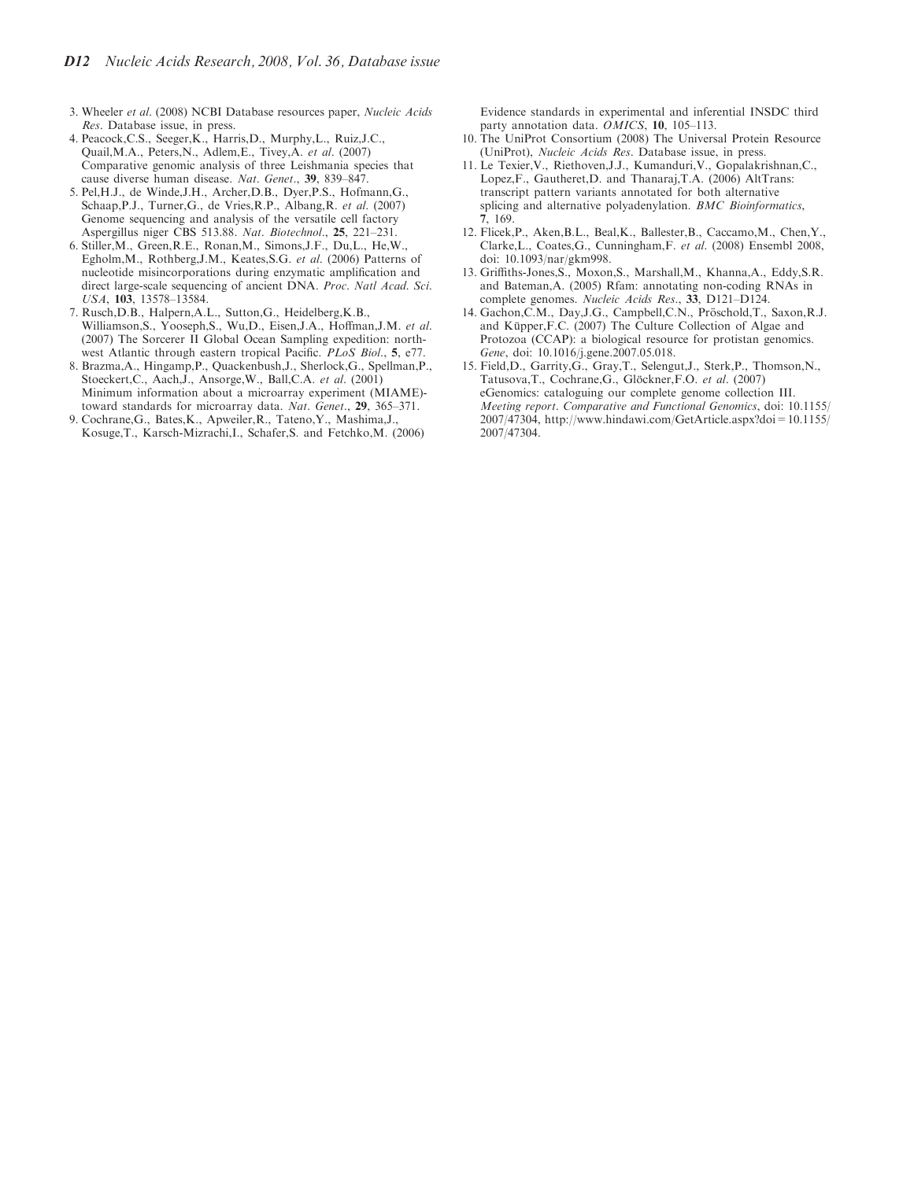3. Wheeler *et al.* (2008) NCBI Database resources paper, *Nucleic Acids Res*. Database issue, in press.
4. Peacock,C.S., Seeger,K., Harris,D., Murphy,L., Ruiz,J.C., Quail,M.A., Peters,N., Adlem,E., Tivey,A. *et al*. (2007) Comparative genomic analysis of three Leishmania species that cause diverse human disease. *Nat. Genet*., **39**, 839–847.
5. Pel,H.J., de Winde,J.H., Archer,D.B., Dyer,P.S., Hofmann,G., Schaap,P.J., Turner,G., de Vries,R.P., Albang,R. *et al.* (2007) Genome sequencing and analysis of the versatile cell factory Aspergillus niger CBS 513.88. *Nat. Biotechnol*., **25**, 221–231.
6. Stiller,M., Green,R.E., Ronan,M., Simons,J.F., Du,L., He,W., Egholm,M., Rothberg,J.M., Keates,S.G. *et al.* (2006) Patterns of nucleotide misincorporations during enzymatic amplification and direct large-scale sequencing of ancient DNA. *Proc. Natl Acad. Sci. USA*, **103**, 13578–13584.
7. Rusch,D.B., Halpern,A.L., Sutton,G., Heidelberg,K.B., Williamson,S., Yooseph,S., Wu,D., Eisen,J.A., Hoffman,J.M. *et al.* (2007) The Sorcerer II Global Ocean Sampling expedition: northwest Atlantic through eastern tropical Pacific. *PLoS Biol*., **5**, e77.
8. Brazma,A., Hingamp,P., Quackenbush,J., Sherlock,G., Spellman,P., Stoeckert,C., Aach,J., Ansorge,W., Ball,C.A. *et al.* (2001) Minimum information about a microarray experiment (MIAME)-toward standards for microarray data. *Nat. Genet*., **29**, 365–371.
9. Cochrane,G., Bates,K., Apweiler,R., Tateno,Y., Mashima,J., Kosuge,T., Karsch-Mizrachi,I., Schafer,S. and Fetchko,M. (2006) Evidence standards in experimental and inferential INSDC third party annotation data. *OMICS*, **10**, 105–113.
10. The UniProt Consortium (2008) The Universal Protein Resource (UniProt), *Nucleic Acids Res*. Database issue, in press.
11. Le Texier,V., Riethoven,J.J., Kumanduri,V., Gopalakrishnan,C., Lopez,F., Gautheret,D. and Thanaraj,T.A. (2006) AltTrans: transcript pattern variants annotated for both alternative splicing and alternative polyadenylation. *BMC Bioinformatics*, **7**, 169.
12. Flicek,P., Aken,B.L., Beal,K., Ballester,B., Caccamo,M., Chen,Y., Clarke,L., Coates,G., Cunningham,F. *et al.* (2008) Ensembl 2008, doi: 10.1093/nar/gkm998.
13. Griffiths-Jones,S., Moxon,S., Marshall,M., Khanna,A., Eddy,S.R. and Bateman,A. (2005) Rfam: annotating non-coding RNAs in complete genomes. *Nucleic Acids Res*., **33**, D121–D124.
14. Gachon,C.M., Day,J.G., Campbell,C.N., Pröschold,T., Saxon,R.J. and Küpper,F.C. (2007) The Culture Collection of Algae and Protozoa (CCAP): a biological resource for protistan genomics. *Gene*, doi: 10.1016/j.gene.2007.05.018.
15. Field,D., Garrity,G., Gray,T., Selengut,J., Sterk,P., Thomson,N., Tatusova,T., Cochrane,G., Glöckner,F.O. *et al.* (2007) eGenomics: cataloguing our complete genome collection III. *Meeting report*. *Comparative and Functional Genomics*, doi: 10.1155/2007/47304, http://www.hindawi.com/GetArticle.aspx?doi=10.1155/2007/47304.